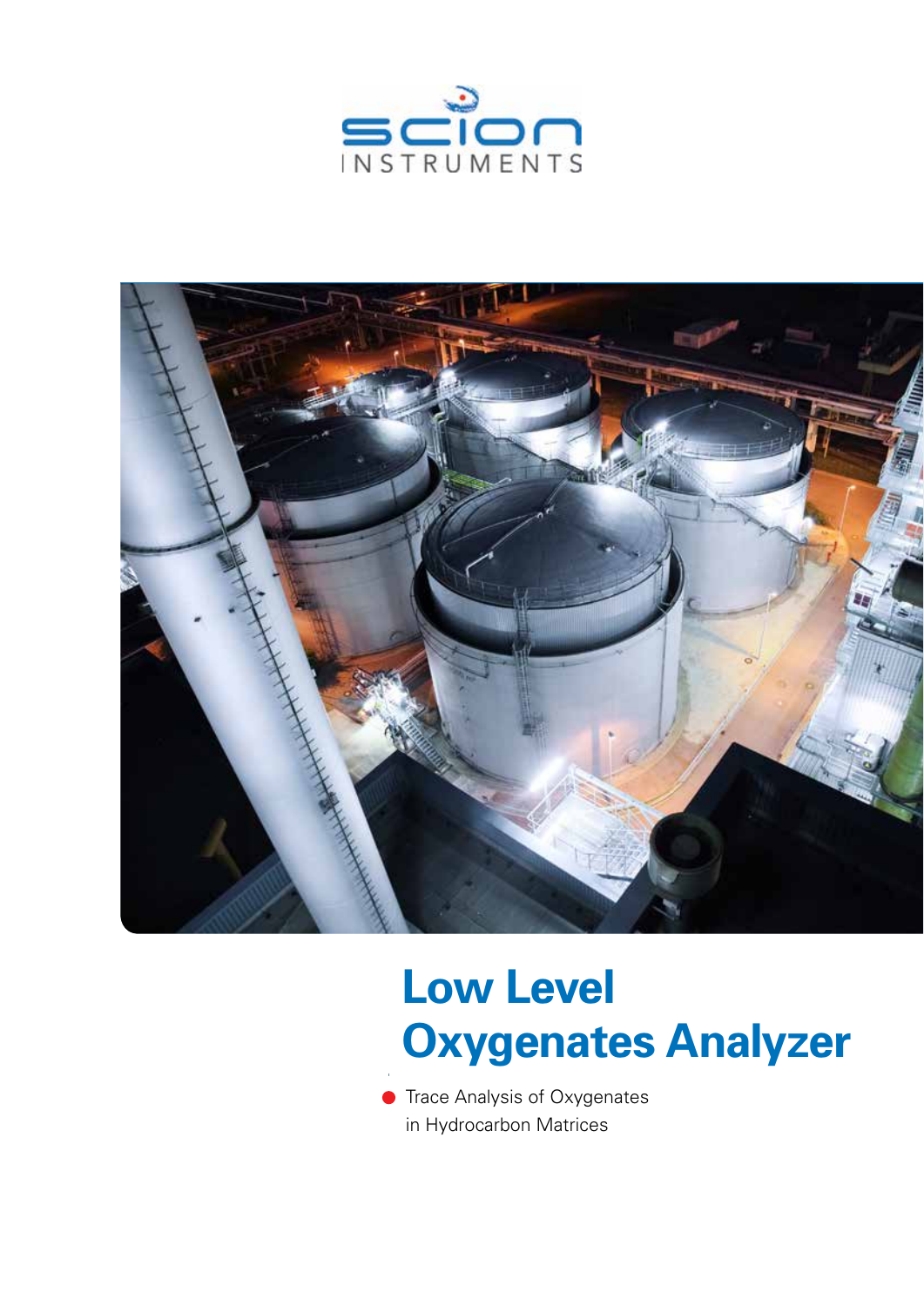SCION INSTRUMENTS

# Low Level Oxygenates Analyzer

- Trace Analysis of Oxygenates in Hydrocarbon Matrices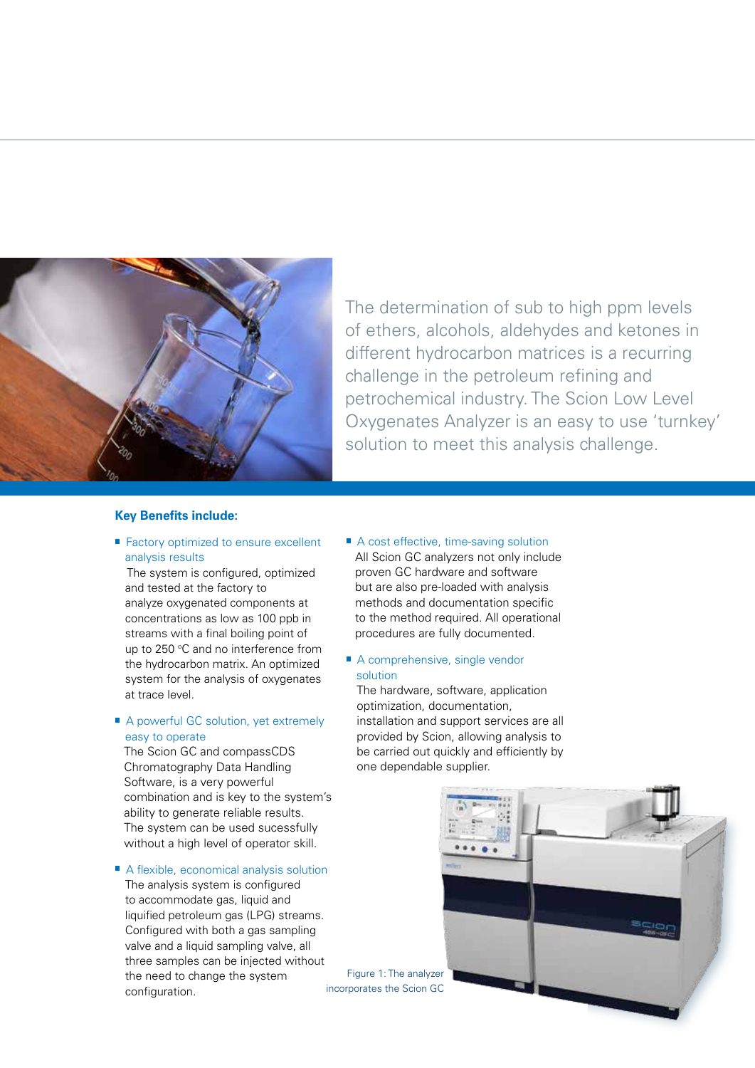The determination of sub to high ppm levels of ethers, alcohols, aldehydes and ketones in different hydrocarbon matrices is a recurring challenge in the petroleum refining and petrochemical industry. The Scion Low Level Oxygenates Analyzer is an easy to use 'turnkey' solution to meet this analysis challenge.

**Key Benefits include:**

- **Factory optimized to ensure excellent analysis results**
  The system is configured, optimized and tested at the factory to analyze oxygenated components at concentrations as low as 100 ppb in streams with a final boiling point of up to 250 °C and no interference from the hydrocarbon matrix. An optimized system for the analysis of oxygenates at trace level.

- **A powerful GC solution, yet extremely easy to operate**
  The Scion GC and compassCDS Chromatography Data Handling Software, is a very powerful combination and is key to the system's ability to generate reliable results. The system can be used sucessfully without a high level of operator skill.

- **A flexible, economical analysis solution**
  The analysis system is configured to accommodate gas, liquid and liquified petroleum gas (LPG) streams. Configured with both a gas sampling valve and a liquid sampling valve, all three samples can be injected without the need to change the system configuration.

- **A cost effective, time-saving solution**
  All Scion GC analyzers not only include proven GC hardware and software but are also pre-loaded with analysis methods and documentation specific to the method required. All operational procedures are fully documented.

- **A comprehensive, single vendor solution**
  The hardware, software, application optimization, documentation, installation and support services are all provided by Scion, allowing analysis to be carried out quickly and efficiently by one dependable supplier.

Figure 1: The analyzer incorporates the Scion GC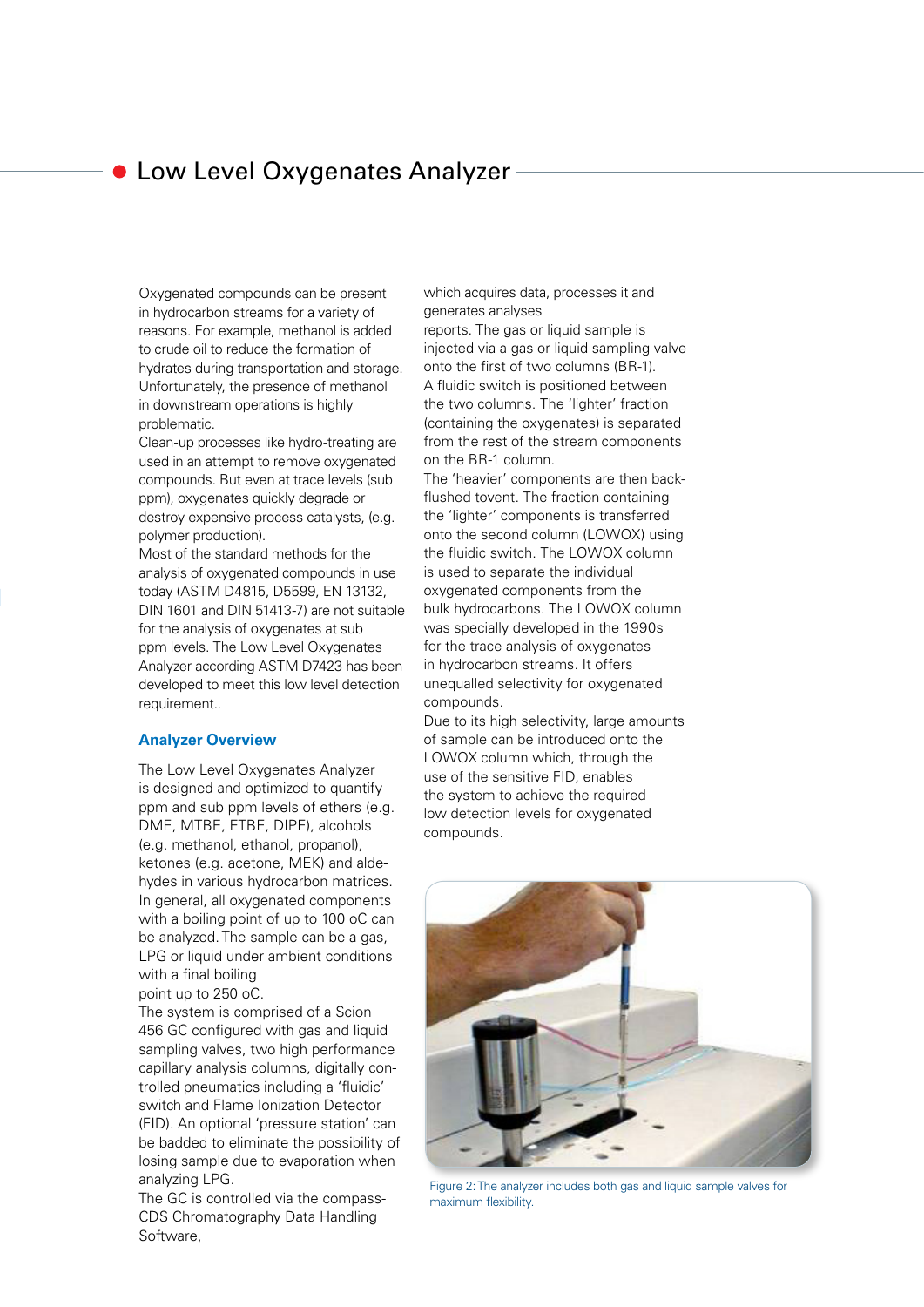# Low Level Oxygenates Analyzer

Oxygenated compounds can be present in hydrocarbon streams for a variety of reasons. For example, methanol is added to crude oil to reduce the formation of hydrates during transportation and storage. Unfortunately, the presence of methanol in downstream operations is highly problematic.
Clean-up processes like hydro-treating are used in an attempt to remove oxygenated compounds. But even at trace levels (sub ppm), oxygenates quickly degrade or destroy expensive process catalysts, (e.g. polymer production).
Most of the standard methods for the analysis of oxygenated compounds in use today (ASTM D4815, D5599, EN 13132, DIN 1601 and DIN 51413-7) are not suitable for the analysis of oxygenates at sub ppm levels. The Low Level Oxygenates Analyzer according ASTM D7423 has been developed to meet this low level detection requirement..

## Analyzer Overview

The Low Level Oxygenates Analyzer is designed and optimized to quantify ppm and sub ppm levels of ethers (e.g. DME, MTBE, ETBE, DIPE), alcohols (e.g. methanol, ethanol, propanol), ketones (e.g. acetone, MEK) and aldehydes in various hydrocarbon matrices. In general, all oxygenated components with a boiling point of up to 100 oC can be analyzed. The sample can be a gas, LPG or liquid under ambient conditions with a final boiling point up to 250 oC.
The system is comprised of a Scion 456 GC configured with gas and liquid sampling valves, two high performance capillary analysis columns, digitally controlled pneumatics including a 'fluidic' switch and Flame Ionization Detector (FID). An optional 'pressure station' can be badded to eliminate the possibility of losing sample due to evaporation when analyzing LPG.
The GC is controlled via the compass-CDS Chromatography Data Handling Software, which acquires data, processes it and generates analyses reports. The gas or liquid sample is injected via a gas or liquid sampling valve onto the first of two columns (BR-1).
A fluidic switch is positioned between the two columns. The 'lighter' fraction (containing the oxygenates) is separated from the rest of the stream components on the BR-1 column.
The 'heavier' components are then back-flushed tovent. The fraction containing the 'lighter' components is transferred onto the second column (LOWOX) using the fluidic switch. The LOWOX column is used to separate the individual oxygenated components from the bulk hydrocarbons. The LOWOX column was specially developed in the 1990s for the trace analysis of oxygenates in hydrocarbon streams. It offers unequalled selectivity for oxygenated compounds.
Due to its high selectivity, large amounts of sample can be introduced onto the LOWOX column which, through the use of the sensitive FID, enables the system to achieve the required low detection levels for oxygenated compounds.

Figure 2: The analyzer includes both gas and liquid sample valves for maximum flexibility.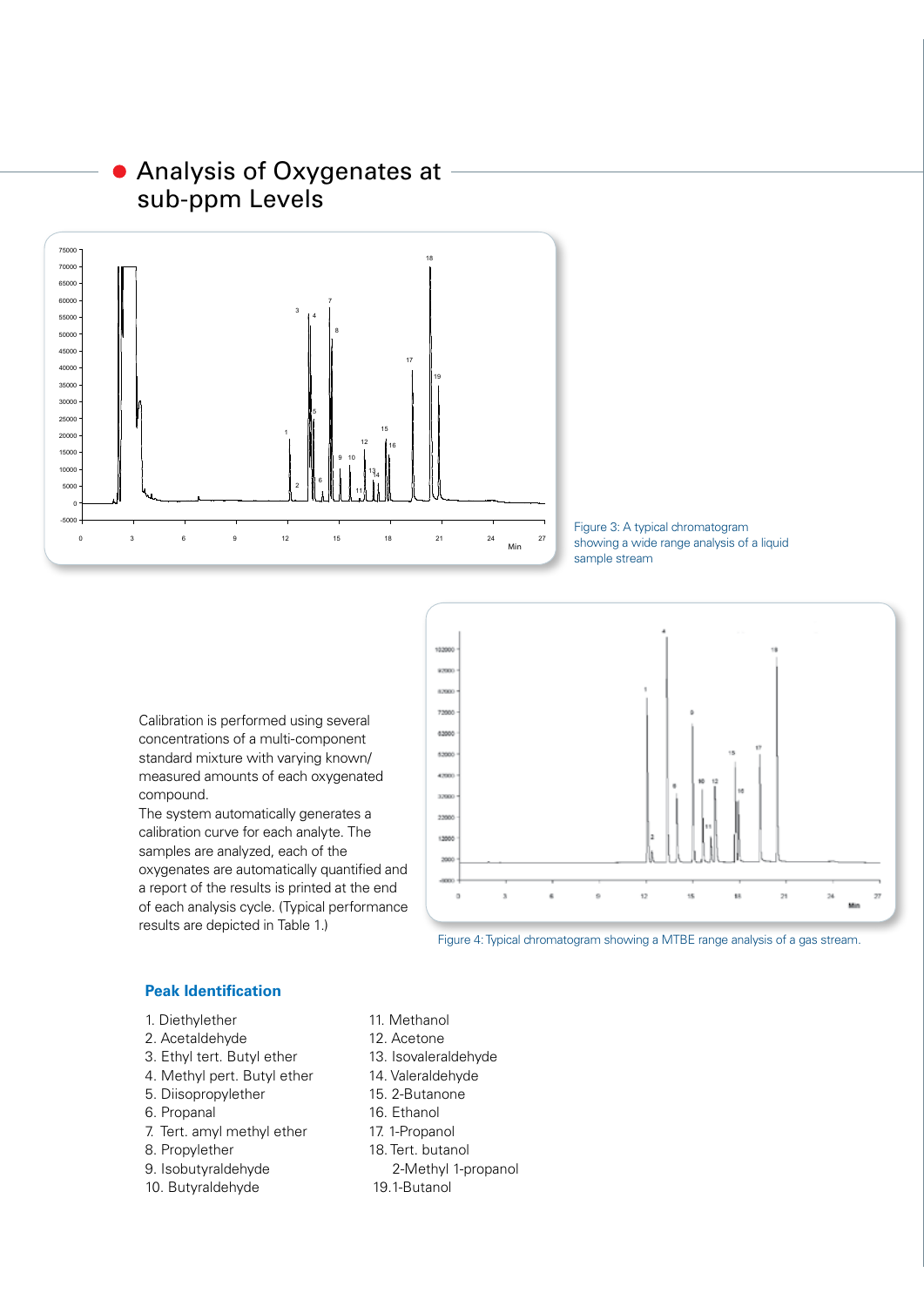## Analysis of Oxygenates at sub-ppm Levels

Figure 3: A typical chromatogram showing a wide range analysis of a liquid sample stream

Calibration is performed using several concentrations of a multi-component standard mixture with varying known/measured amounts of each oxygenated compound.
The system automatically generates a calibration curve for each analyte. The samples are analyzed, each of the oxygenates are automatically quantified and a report of the results is printed at the end of each analysis cycle. (Typical performance results are depicted in Table 1.)

Figure 4: Typical chromatogram showing a MTBE range analysis of a gas stream.

### Peak Identification

1. Diethylether
2. Acetaldehyde
3. Ethyl tert. Butyl ether
4. Methyl pert. Butyl ether
5. Diisopropylether
6. Propanal
7. Tert. amyl methyl ether
8. Propylether
9. Isobutyraldehyde
10. Butyraldehyde
11. Methanol
12. Acetone
13. Isovaleraldehyde
14. Valeraldehyde
15. 2-Butanone
16. Ethanol
17. 1-Propanol
18. Tert. butanol
    2-Methyl 1-propanol
19. 1-Butanol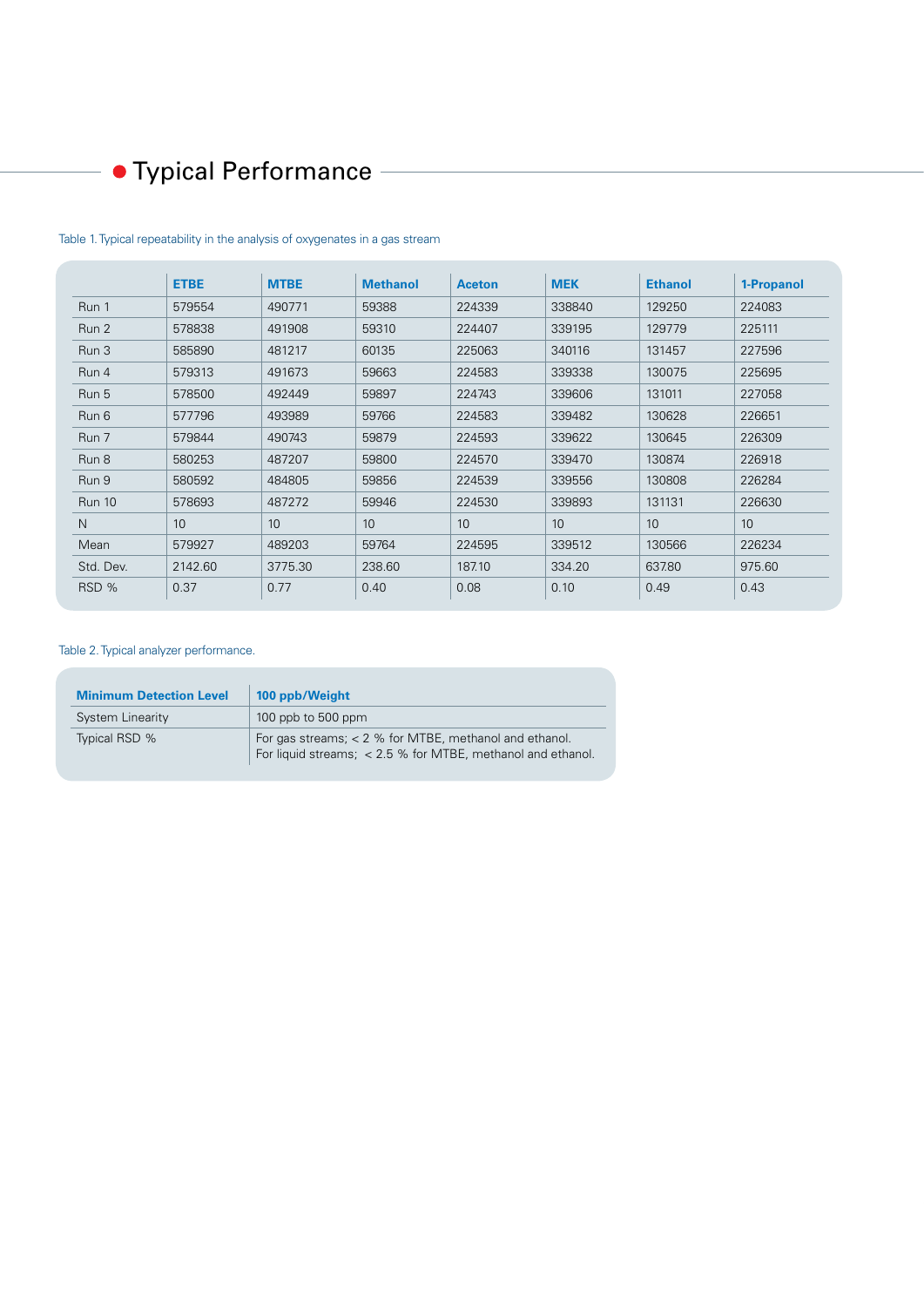## Typical Performance

Table 1. Typical repeatability in the analysis of oxygenates in a gas stream

| | ETBE | MTBE | Methanol | Aceton | MEK | Ethanol | 1-Propanol |
|---|---|---|---|---|---|---|---|
| Run 1 | 579554 | 490771 | 59388 | 224339 | 338840 | 129250 | 224083 |
| Run 2 | 578838 | 491908 | 59310 | 224407 | 339195 | 129779 | 225111 |
| Run 3 | 585890 | 481217 | 60135 | 225063 | 340116 | 131457 | 227596 |
| Run 4 | 579313 | 491673 | 59663 | 224583 | 339338 | 130075 | 225695 |
| Run 5 | 578500 | 492449 | 59897 | 224743 | 339606 | 131011 | 227058 |
| Run 6 | 577796 | 493989 | 59766 | 224583 | 339482 | 130628 | 226651 |
| Run 7 | 579844 | 490743 | 59879 | 224593 | 339622 | 130645 | 226309 |
| Run 8 | 580253 | 487207 | 59800 | 224570 | 339470 | 130874 | 226918 |
| Run 9 | 580592 | 484805 | 59856 | 224539 | 339556 | 130808 | 226284 |
| Run 10 | 578693 | 487272 | 59946 | 224530 | 339893 | 131131 | 226630 |
| N | 10 | 10 | 10 | 10 | 10 | 10 | 10 |
| Mean | 579927 | 489203 | 59764 | 224595 | 339512 | 130566 | 226234 |
| Std. Dev. | 2142.60 | 3775.30 | 238.60 | 187.10 | 334.20 | 637.80 | 975.60 |
| RSD % | 0.37 | 0.77 | 0.40 | 0.08 | 0.10 | 0.49 | 0.43 |

Table 2. Typical analyzer performance.

| Minimum Detection Level | 100 ppb/Weight |
|---|---|
| System Linearity | 100 ppb to 500 ppm |
| Typical RSD % | For gas streams; < 2 % for MTBE, methanol and ethanol.<br>For liquid streams; < 2.5 % for MTBE, methanol and ethanol. |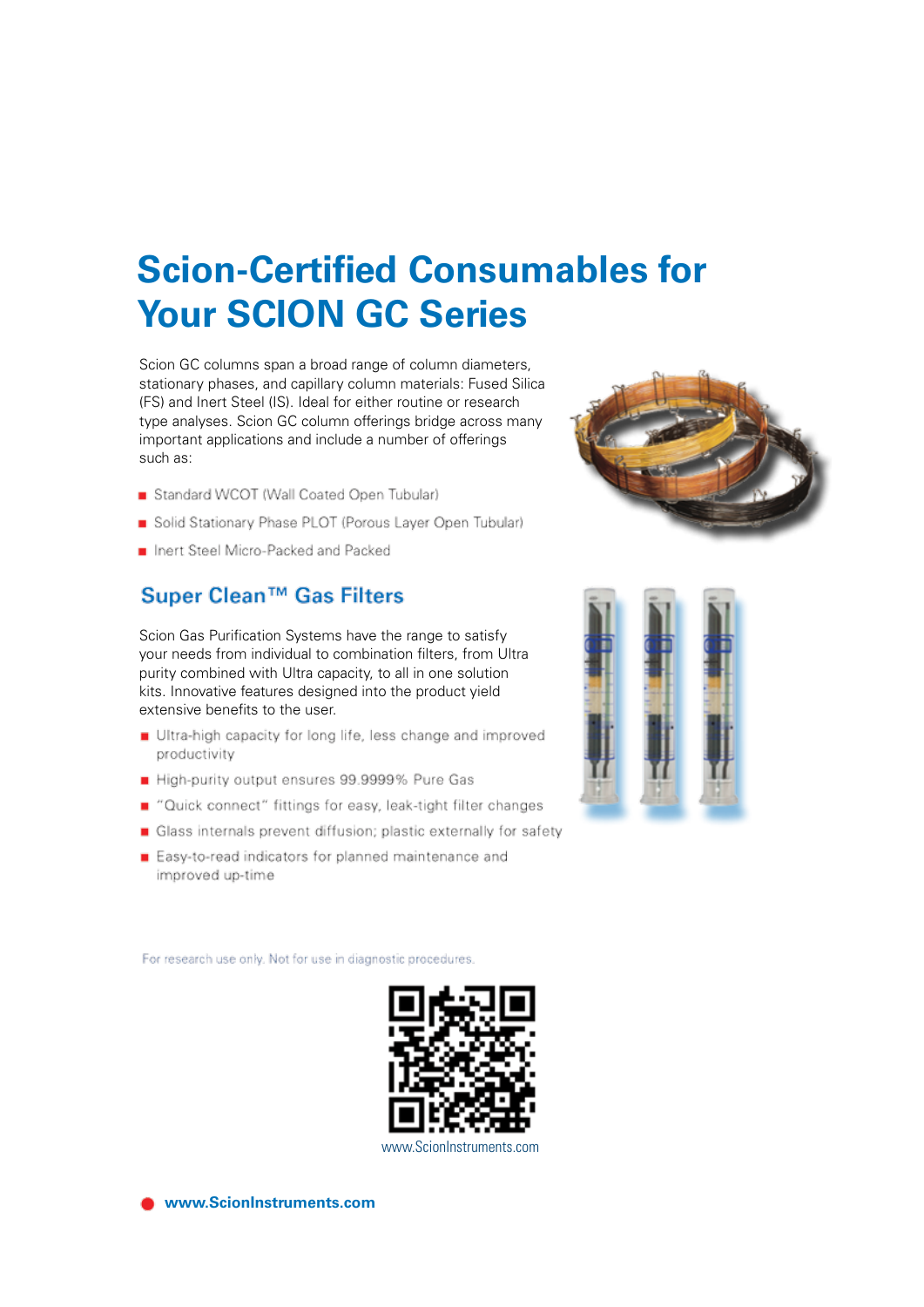# Scion-Certified Consumables for Your SCION GC Series

Scion GC columns span a broad range of column diameters, stationary phases, and capillary column materials: Fused Silica (FS) and Inert Steel (IS). Ideal for either routine or research type analyses. Scion GC column offerings bridge across many important applications and include a number of offerings such as:

- Standard WCOT (Wall Coated Open Tubular)
- Solid Stationary Phase PLOT (Porous Layer Open Tubular)
- Inert Steel Micro-Packed and Packed

## Super Clean™ Gas Filters

Scion Gas Purification Systems have the range to satisfy your needs from individual to combination filters, from Ultra purity combined with Ultra capacity, to all in one solution kits. Innovative features designed into the product yield extensive benefits to the user.

- Ultra-high capacity for long life, less change and improved productivity
- High-purity output ensures 99.9999% Pure Gas
- "Quick connect" fittings for easy, leak-tight filter changes
- Glass internals prevent diffusion; plastic externally for safety
- Easy-to-read indicators for planned maintenance and improved up-time

For research use only. Not for use in diagnostic procedures.

www.ScionInstruments.com

**www.ScionInstruments.com**